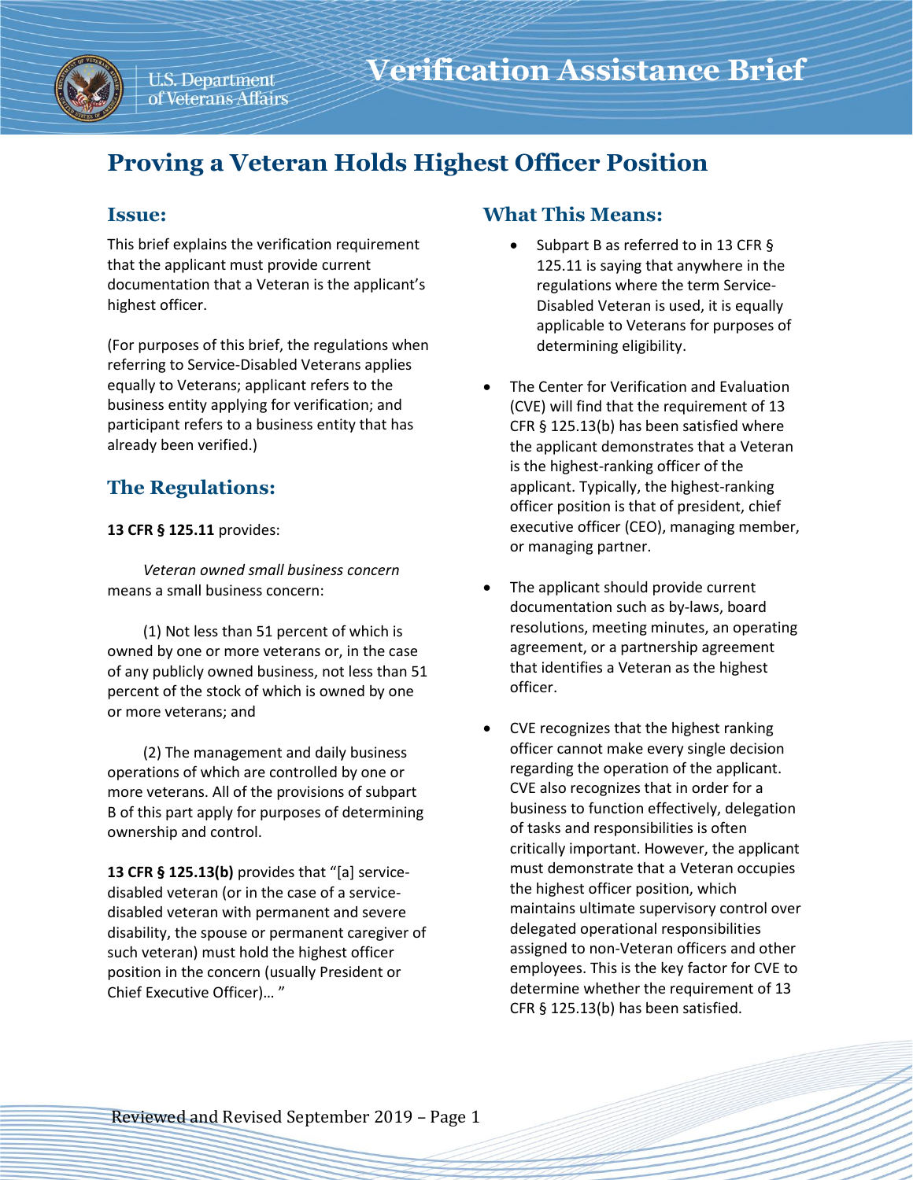# Verification Assistance Brief

U.S. Department of Veterans Affairs

## Proving a Veteran Holds Highest Officer Position

### Issue:

This brief explains the verification requirement that the applicant must provide current documentation that a Veteran is the applicant's highest officer.

(For purposes of this brief, the regulations when referring to Service-Disabled Veterans applies equally to Veterans; applicant refers to the business entity applying for verification; and participant refers to a business entity that has already been verified.)

### The Regulations:

**13 CFR § 125.11** provides:

*Veteran owned small business concern* means a small business concern:

(1) Not less than 51 percent of which is owned by one or more veterans or, in the case of any publicly owned business, not less than 51 percent of the stock of which is owned by one or more veterans; and

(2) The management and daily business operations of which are controlled by one or more veterans. All of the provisions of subpart B of this part apply for purposes of determining ownership and control.

**13 CFR § 125.13(b)** provides that "[a] service-disabled veteran (or in the case of a service-disabled veteran with permanent and severe disability, the spouse or permanent caregiver of such veteran) must hold the highest officer position in the concern (usually President or Chief Executive Officer)… "

### What This Means:

- Subpart B as referred to in 13 CFR § 125.11 is saying that anywhere in the regulations where the term Service-Disabled Veteran is used, it is equally applicable to Veterans for purposes of determining eligibility.

- The Center for Verification and Evaluation (CVE) will find that the requirement of 13 CFR § 125.13(b) has been satisfied where the applicant demonstrates that a Veteran is the highest-ranking officer of the applicant. Typically, the highest-ranking officer position is that of president, chief executive officer (CEO), managing member, or managing partner.

- The applicant should provide current documentation such as by-laws, board resolutions, meeting minutes, an operating agreement, or a partnership agreement that identifies a Veteran as the highest officer.

- CVE recognizes that the highest ranking officer cannot make every single decision regarding the operation of the applicant. CVE also recognizes that in order for a business to function effectively, delegation of tasks and responsibilities is often critically important. However, the applicant must demonstrate that a Veteran occupies the highest officer position, which maintains ultimate supervisory control over delegated operational responsibilities assigned to non-Veteran officers and other employees. This is the key factor for CVE to determine whether the requirement of 13 CFR § 125.13(b) has been satisfied.

Reviewed and Revised September 2019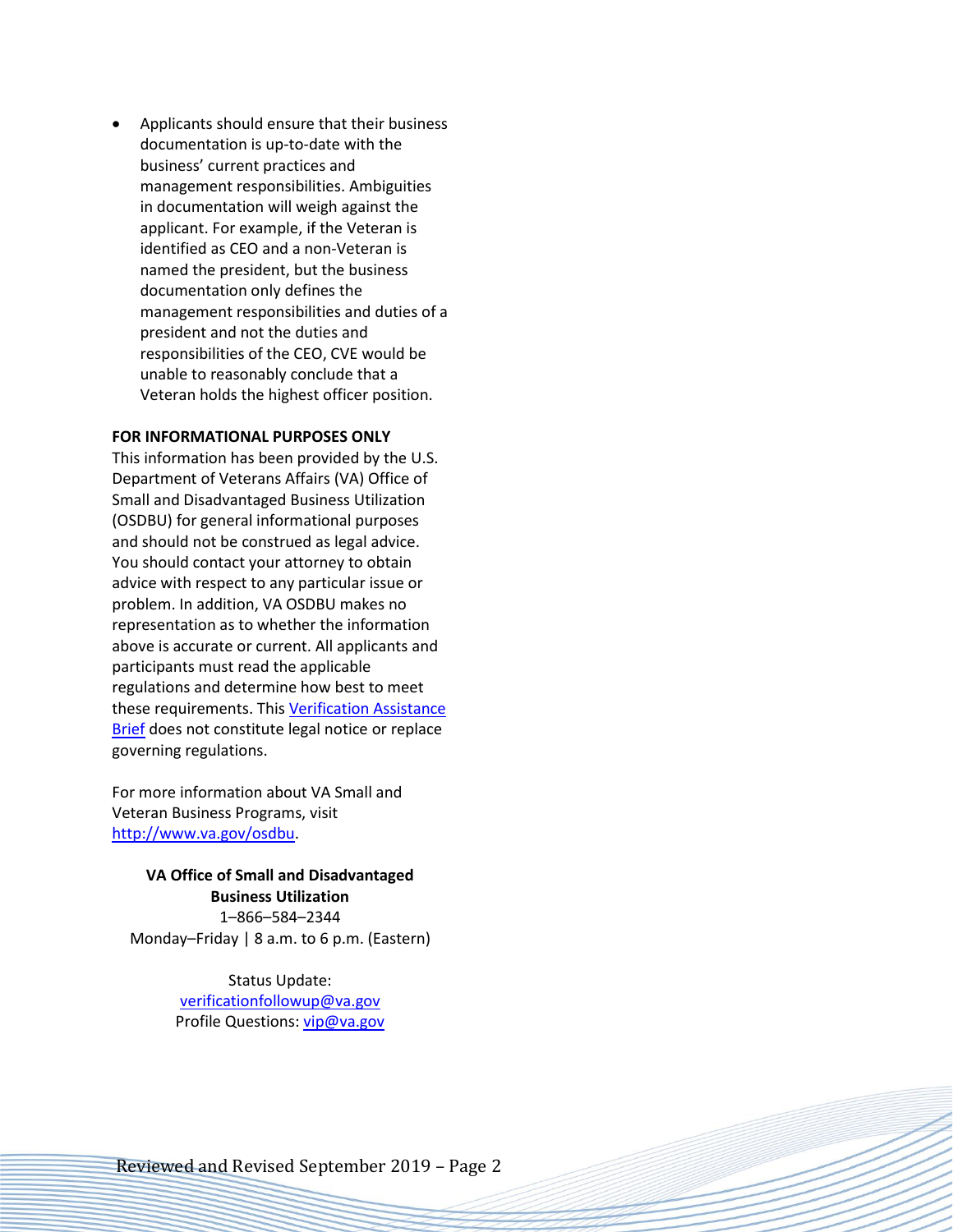- Applicants should ensure that their business documentation is up-to-date with the business' current practices and management responsibilities. Ambiguities in documentation will weigh against the applicant. For example, if the Veteran is identified as CEO and a non-Veteran is named the president, but the business documentation only defines the management responsibilities and duties of a president and not the duties and responsibilities of the CEO, CVE would be unable to reasonably conclude that a Veteran holds the highest officer position.

**FOR INFORMATIONAL PURPOSES ONLY**

This information has been provided by the U.S. Department of Veterans Affairs (VA) Office of Small and Disadvantaged Business Utilization (OSDBU) for general informational purposes and should not be construed as legal advice. You should contact your attorney to obtain advice with respect to any particular issue or problem. In addition, VA OSDBU makes no representation as to whether the information above is accurate or current. All applicants and participants must read the applicable regulations and determine how best to meet these requirements. This Verification Assistance Brief does not constitute legal notice or replace governing regulations.

For more information about VA Small and Veteran Business Programs, visit http://www.va.gov/osdbu.

**VA Office of Small and Disadvantaged Business Utilization**

1–866–584–2344

Monday–Friday | 8 a.m. to 6 p.m. (Eastern)

Status Update:
verificationfollowup@va.gov

Profile Questions: vip@va.gov

Reviewed and Revised September 2019